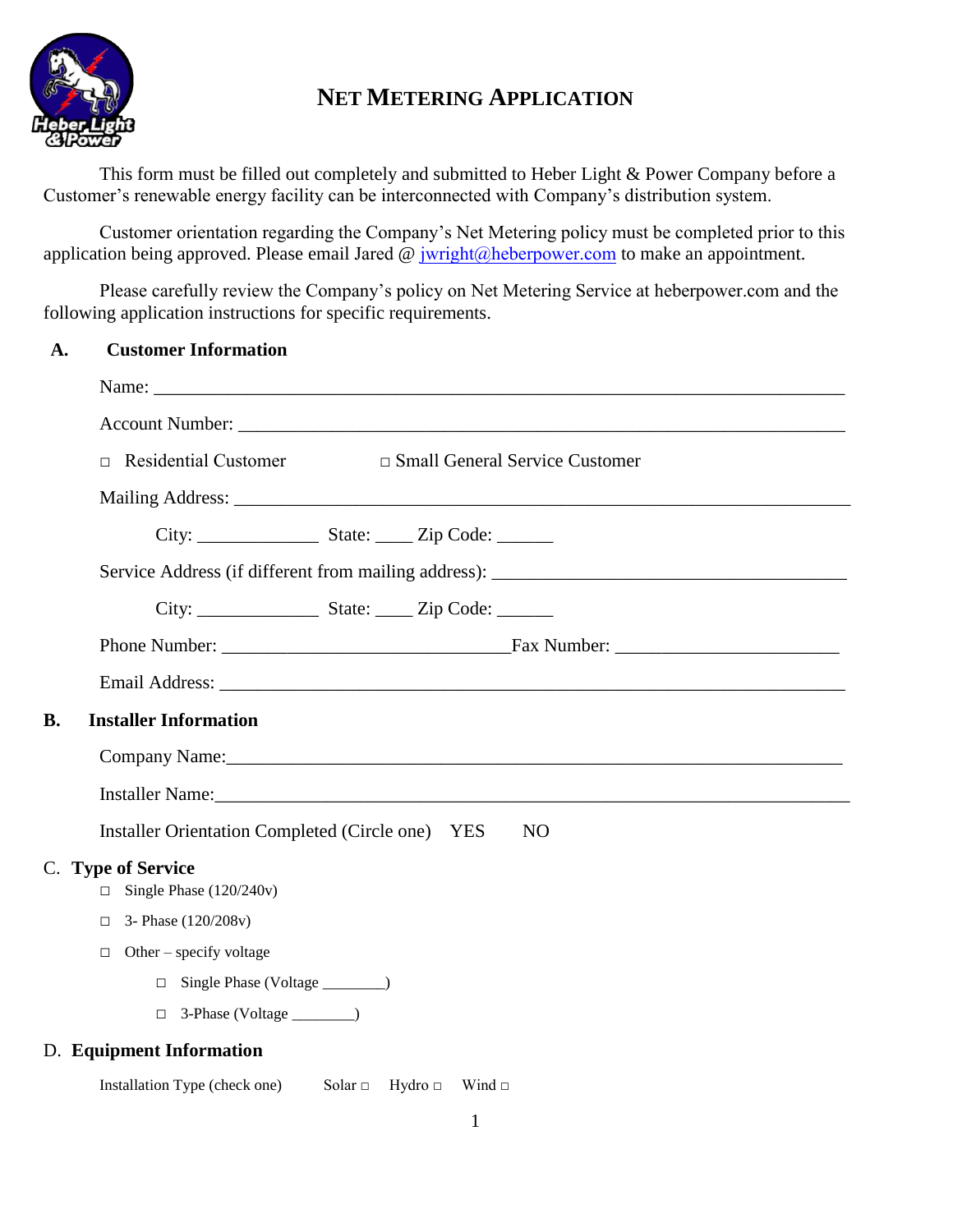# NET METERING APPLICATION

This form must be filled out completely and submitted to Heber Light & Power Company before a Customer's renewable energy facility can be interconnected with Company's distribution system.

Customer orientation regarding the Company's Net Metering policy must be completed prior to this application being approved. Please email Jared @ jwright@heberpower.com to make an appointment.

Please carefully review the Company's policy on Net Metering Service at heberpower.com and the following application instructions for specific requirements.

## A. Customer Information

Name: ______________________________________________________________________

Account Number: _____________________________________________________________

□ Residential Customer □ Small General Service Customer

Mailing Address: _____________________________________________________________

City: _____________ State: ____ Zip Code: ______

Service Address (if different from mailing address): _____________________________________

City: _____________ State: ____ Zip Code: ______

Phone Number: ______________________________ Fax Number: _______________________

Email Address: _______________________________________________________________

## B. Installer Information

Company Name:_______________________________________________________________

Installer Name:_______________________________________________________________

Installer Orientation Completed (Circle one) YES NO

## C. Type of Service

- □ Single Phase (120/240v)
- □ 3- Phase (120/208v)
- □ Other – specify voltage
  - □ Single Phase (Voltage ________)
  - □ 3-Phase (Voltage ________)

## D. Equipment Information

Installation Type (check one) Solar □ Hydro □ Wind □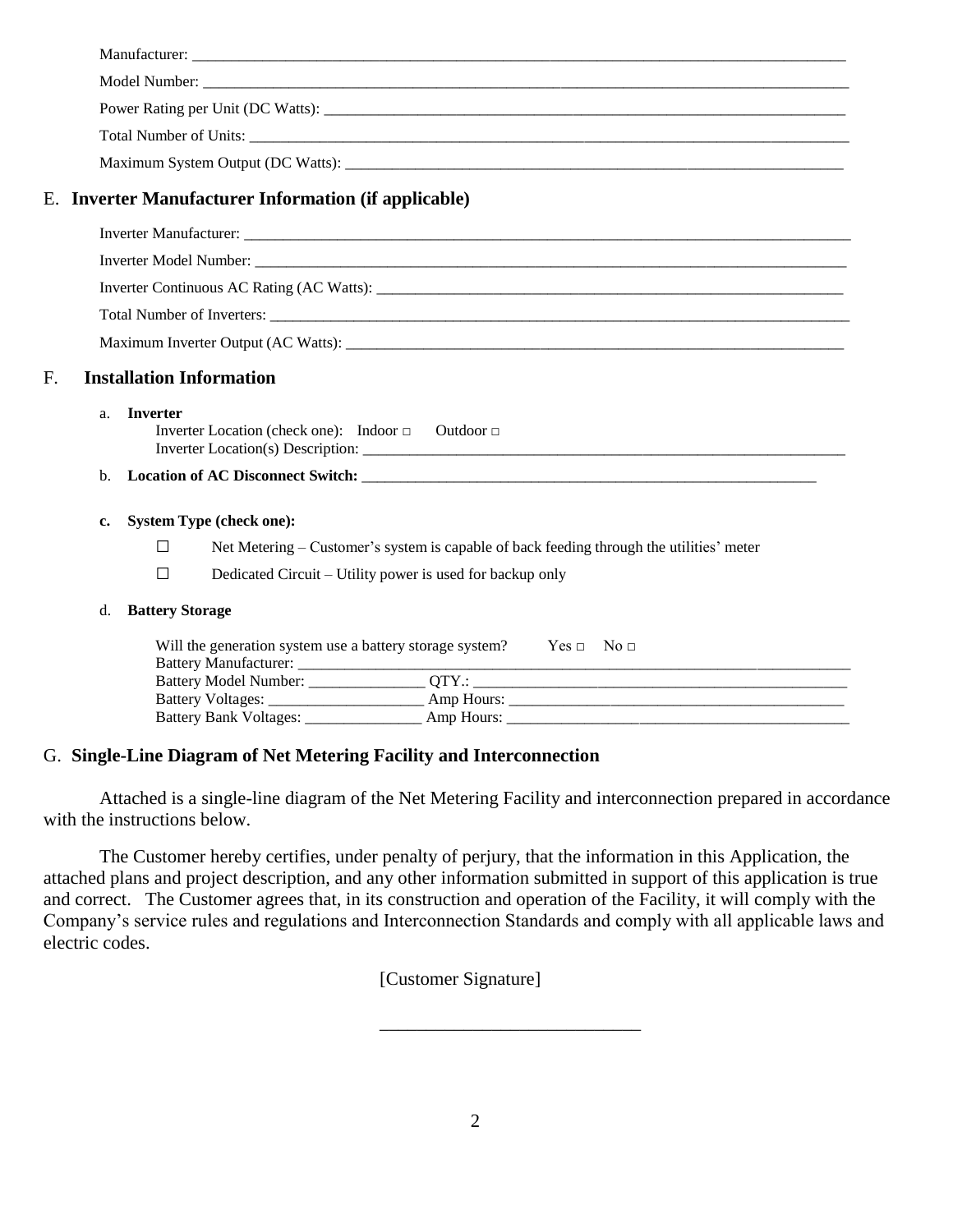Manufacturer: ______________________________________________________________________________

Model Number: ______________________________________________________________________________

Power Rating per Unit (DC Watts): ___________________________________________________________

Total Number of Units: ______________________________________________________________________

Maximum System Output (DC Watts): _________________________________________________________

## E. Inverter Manufacturer Information (if applicable)

Inverter Manufacturer: _______________________________________________________________________

Inverter Model Number: ______________________________________________________________________

Inverter Continuous AC Rating (AC Watts): _____________________________________________________

Total Number of Inverters: _____________________________________________________________________

Maximum Inverter Output (AC Watts): __________________________________________________________

## F. Installation Information

a. **Inverter**

Inverter Location (check one): Indoor □ Outdoor □

Inverter Location(s) Description: _______________________________________________________

b. **Location of AC Disconnect Switch:** _____________________________________________________

c. **System Type (check one):**

☐ Net Metering – Customer's system is capable of back feeding through the utilities' meter

☐ Dedicated Circuit – Utility power is used for backup only

d. **Battery Storage**

Will the generation system use a battery storage system? Yes □ No □

Battery Manufacturer: _________________________________________________________________

Battery Model Number: _______________ QTY.: _____________________________________________

Battery Voltages: ____________________ Amp Hours: _________________________________________

Battery Bank Voltages: _______________ Amp Hours: _________________________________________

## G. Single-Line Diagram of Net Metering Facility and Interconnection

Attached is a single-line diagram of the Net Metering Facility and interconnection prepared in accordance with the instructions below.

The Customer hereby certifies, under penalty of perjury, that the information in this Application, the attached plans and project description, and any other information submitted in support of this application is true and correct. The Customer agrees that, in its construction and operation of the Facility, it will comply with the Company's service rules and regulations and Interconnection Standards and comply with all applicable laws and electric codes.

[Customer Signature]

____________________________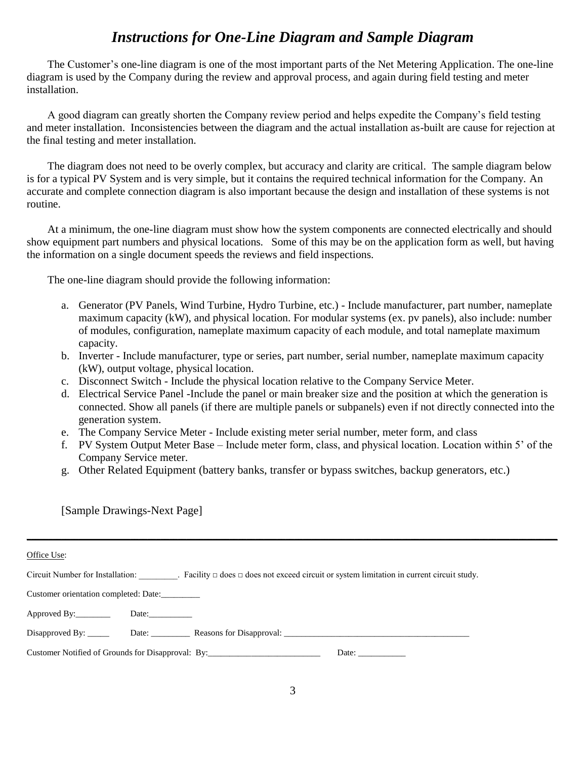# *Instructions for One-Line Diagram and Sample Diagram*

The Customer's one-line diagram is one of the most important parts of the Net Metering Application. The one-line diagram is used by the Company during the review and approval process, and again during field testing and meter installation.

A good diagram can greatly shorten the Company review period and helps expedite the Company's field testing and meter installation. Inconsistencies between the diagram and the actual installation as-built are cause for rejection at the final testing and meter installation.

The diagram does not need to be overly complex, but accuracy and clarity are critical. The sample diagram below is for a typical PV System and is very simple, but it contains the required technical information for the Company. An accurate and complete connection diagram is also important because the design and installation of these systems is not routine.

At a minimum, the one-line diagram must show how the system components are connected electrically and should show equipment part numbers and physical locations. Some of this may be on the application form as well, but having the information on a single document speeds the reviews and field inspections.

The one-line diagram should provide the following information:

a. Generator (PV Panels, Wind Turbine, Hydro Turbine, etc.) - Include manufacturer, part number, nameplate maximum capacity (kW), and physical location. For modular systems (ex. pv panels), also include: number of modules, configuration, nameplate maximum capacity of each module, and total nameplate maximum capacity.
b. Inverter - Include manufacturer, type or series, part number, serial number, nameplate maximum capacity (kW), output voltage, physical location.
c. Disconnect Switch - Include the physical location relative to the Company Service Meter.
d. Electrical Service Panel -Include the panel or main breaker size and the position at which the generation is connected. Show all panels (if there are multiple panels or subpanels) even if not directly connected into the generation system.
e. The Company Service Meter - Include existing meter serial number, meter form, and class
f. PV System Output Meter Base – Include meter form, class, and physical location. Location within 5' of the Company Service meter.
g. Other Related Equipment (battery banks, transfer or bypass switches, backup generators, etc.)

[Sample Drawings-Next Page]

---

Office Use:

Circuit Number for Installation: _________. Facility □ does □ does not exceed circuit or system limitation in current circuit study.

Customer orientation completed: Date:_________

Approved By:________ Date:__________

Disapproved By: _____ Date: _________ Reasons for Disapproval: ___________________________________________

Customer Notified of Grounds for Disapproval: By:__________________________ Date: ___________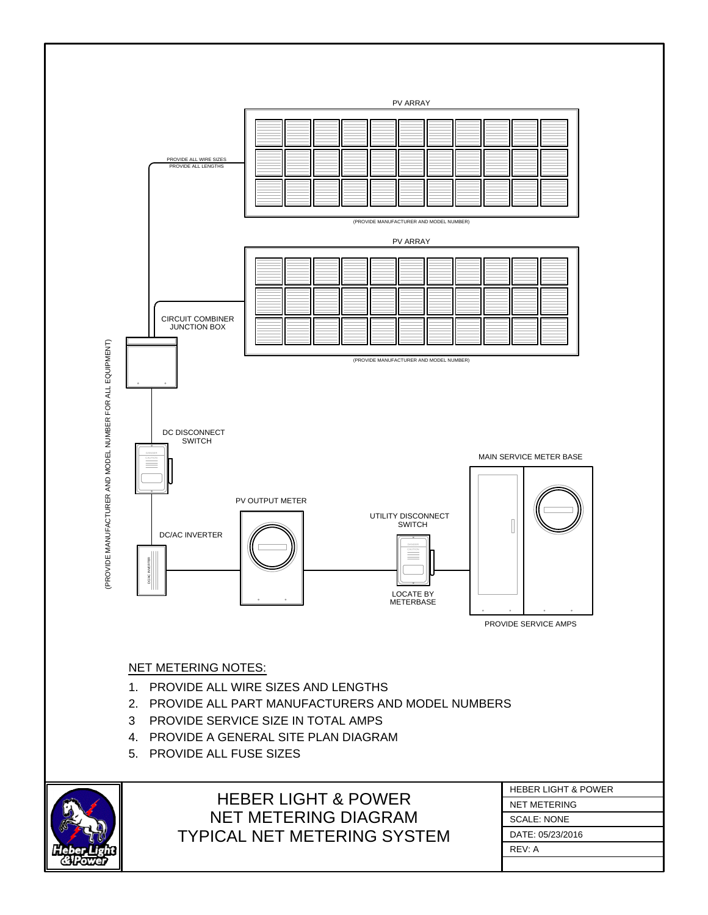PV ARRAY

PROVIDE ALL WIRE SIZES
PROVIDE ALL LENGTHS

(PROVIDE MANUFACTURER AND MODEL NUMBER)

PV ARRAY

CIRCUIT COMBINER
JUNCTION BOX

(PROVIDE MANUFACTURER AND MODEL NUMBER)

(PROVIDE MANUFACTURER AND MODEL NUMBER FOR ALL EQUIPMENT)

DC DISCONNECT
SWITCH

MAIN SERVICE METER BASE

PV OUTPUT METER

UTILITY DISCONNECT
SWITCH

DC/AC INVERTER

LOCATE BY
METERBASE

PROVIDE SERVICE AMPS

## NET METERING NOTES:

1. PROVIDE ALL WIRE SIZES AND LENGTHS
2. PROVIDE ALL PART MANUFACTURERS AND MODEL NUMBERS
3 PROVIDE SERVICE SIZE IN TOTAL AMPS
4. PROVIDE A GENERAL SITE PLAN DIAGRAM
5. PROVIDE ALL FUSE SIZES

# HEBER LIGHT & POWER
# NET METERING DIAGRAM
# TYPICAL NET METERING SYSTEM

| |
|---|
| HEBER LIGHT & POWER |
| NET METERING |
| SCALE: NONE |
| DATE: 05/23/2016 |
| REV: A |